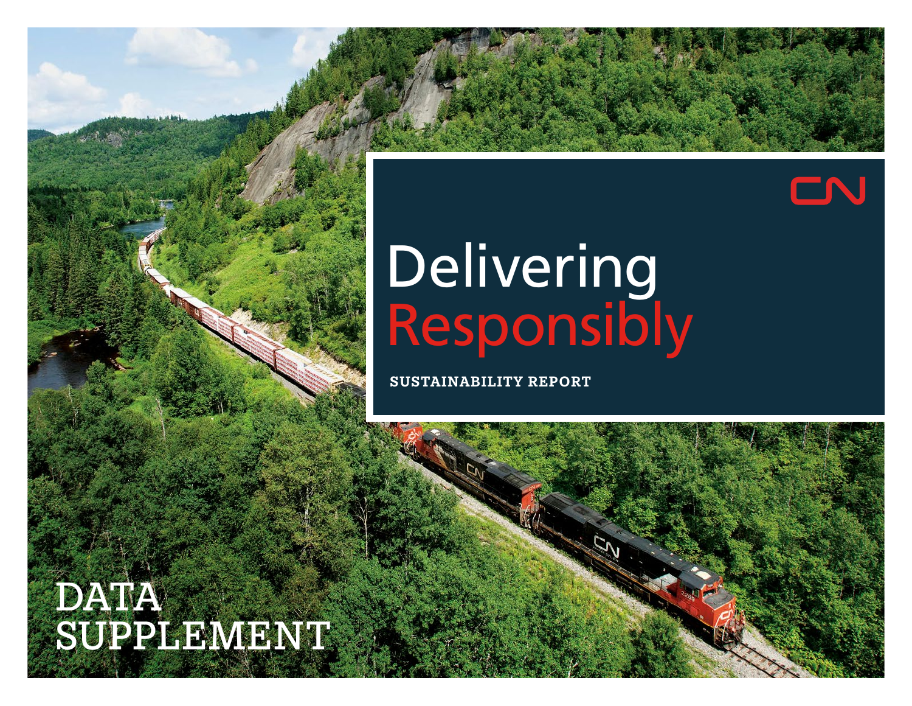CN

# Delivering Responsibly

**SUSTAINABILITY REPORT**

# DATA SUPPLEMENT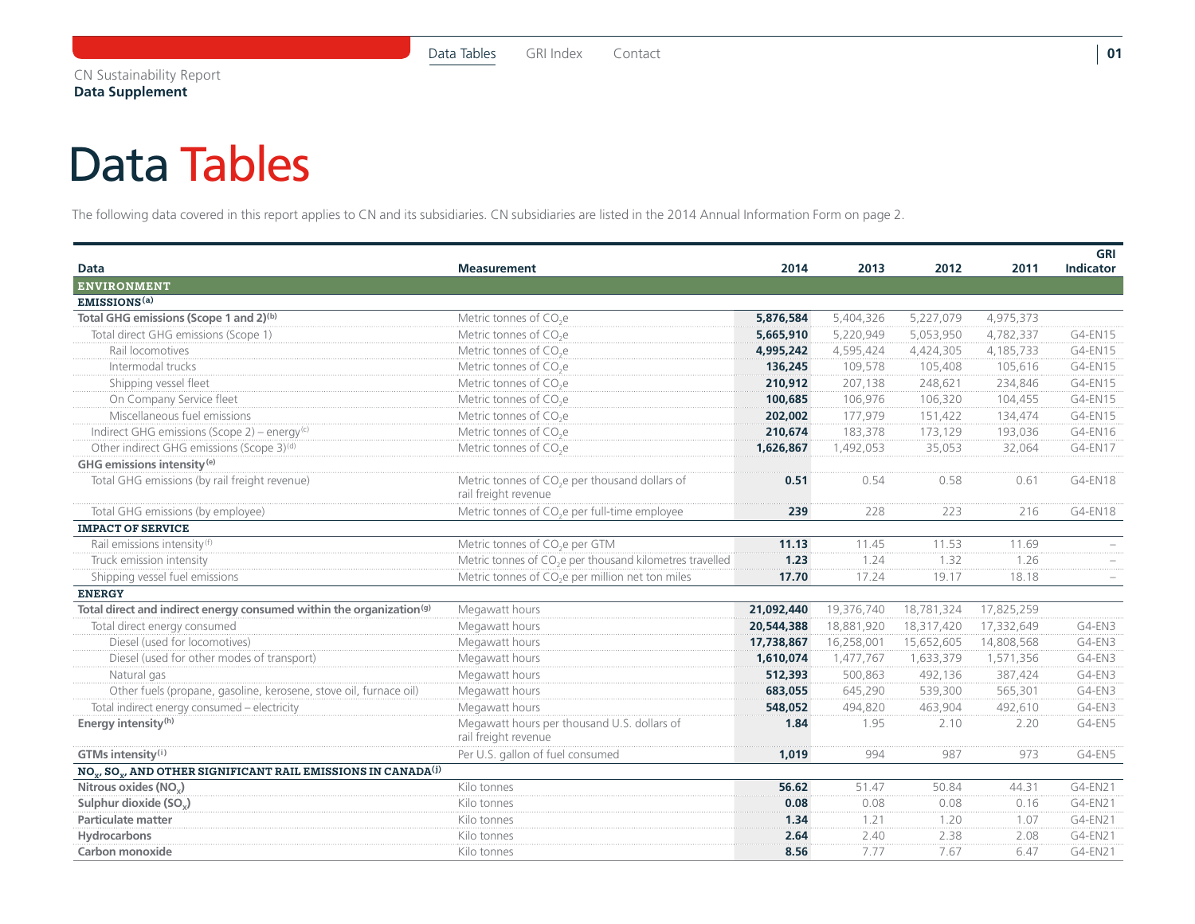# Data Tables

The following data covered in this report applies to CN and its subsidiaries. CN subsidiaries are listed in the 2014 Annual Information Form on page 2.

| Data | Measurement | 2014 | 2013 | 2012 | 2011 | GRI Indicator |
|---|---|---|---|---|---|---|
| **ENVIRONMENT** | | | | | | |
| **EMISSIONS**[a] | | | | | | |
| **Total GHG emissions (Scope 1 and 2)**[b] | Metric tonnes of $CO_2e$ | **5,876,584** | 5,404,326 | 5,227,079 | 4,975,373 | |
| Total direct GHG emissions (Scope 1) | Metric tonnes of $CO_2e$ | **5,665,910** | 5,220,949 | 5,053,950 | 4,782,337 | G4-EN15 |
| Rail locomotives | Metric tonnes of $CO_2e$ | **4,995,242** | 4,595,424 | 4,424,305 | 4,185,733 | G4-EN15 |
| Intermodal trucks | Metric tonnes of $CO_2e$ | **136,245** | 109,578 | 105,408 | 105,616 | G4-EN15 |
| Shipping vessel fleet | Metric tonnes of $CO_2e$ | **210,912** | 207,138 | 248,621 | 234,846 | G4-EN15 |
| On Company Service fleet | Metric tonnes of $CO_2e$ | **100,685** | 106,976 | 106,320 | 104,455 | G4-EN15 |
| Miscellaneous fuel emissions | Metric tonnes of $CO_2e$ | **202,002** | 177,979 | 151,422 | 134,474 | G4-EN15 |
| Indirect GHG emissions (Scope 2) – energy[c] | Metric tonnes of $CO_2e$ | **210,674** | 183,378 | 173,129 | 193,036 | G4-EN16 |
| Other indirect GHG emissions (Scope 3)[d] | Metric tonnes of $CO_2e$ | **1,626,867** | 1,492,053 | 35,053 | 32,064 | G4-EN17 |
| **GHG emissions intensity**[e] | | | | | | |
| Total GHG emissions (by rail freight revenue) | Metric tonnes of $CO_2e$ per thousand dollars of rail freight revenue | **0.51** | 0.54 | 0.58 | 0.61 | G4-EN18 |
| Total GHG emissions (by employee) | Metric tonnes of $CO_2e$ per full-time employee | **239** | 228 | 223 | 216 | G4-EN18 |
| **IMPACT OF SERVICE** | | | | | | |
| Rail emissions intensity[f] | Metric tonnes of $CO_2e$ per GTM | **11.13** | 11.45 | 11.53 | 11.69 | – |
| Truck emission intensity | Metric tonnes of $CO_2e$ per thousand kilometres travelled | **1.23** | 1.24 | 1.32 | 1.26 | – |
| Shipping vessel fuel emissions | Metric tonnes of $CO_2e$ per million net ton miles | **17.70** | 17.24 | 19.17 | 18.18 | – |
| **ENERGY** | | | | | | |
| **Total direct and indirect energy consumed within the organization**[g] | Megawatt hours | **21,092,440** | 19,376,740 | 18,781,324 | 17,825,259 | |
| Total direct energy consumed | Megawatt hours | **20,544,388** | 18,881,920 | 18,317,420 | 17,332,649 | G4-EN3 |
| Diesel (used for locomotives) | Megawatt hours | **17,738,867** | 16,258,001 | 15,652,605 | 14,808,568 | G4-EN3 |
| Diesel (used for other modes of transport) | Megawatt hours | **1,610,074** | 1,477,767 | 1,633,379 | 1,571,356 | G4-EN3 |
| Natural gas | Megawatt hours | **512,393** | 500,863 | 492,136 | 387,424 | G4-EN3 |
| Other fuels (propane, gasoline, kerosene, stove oil, furnace oil) | Megawatt hours | **683,055** | 645,290 | 539,300 | 565,301 | G4-EN3 |
| Total indirect energy consumed – electricity | Megawatt hours | **548,052** | 494,820 | 463,904 | 492,610 | G4-EN3 |
| **Energy intensity**[h] | Megawatt hours per thousand U.S. dollars of rail freight revenue | **1.84** | 1.95 | 2.10 | 2.20 | G4-EN5 |
| **GTMs intensity**[i] | Per U.S. gallon of fuel consumed | **1,019** | 994 | 987 | 973 | G4-EN5 |
| **$NO_x$, $SO_x$, AND OTHER SIGNIFICANT RAIL EMISSIONS IN CANADA**[j] | | | | | | |
| **Nitrous oxides ($NO_x$)** | Kilo tonnes | **56.62** | 51.47 | 50.84 | 44.31 | G4-EN21 |
| **Sulphur dioxide ($SO_x$)** | Kilo tonnes | **0.08** | 0.08 | 0.08 | 0.16 | G4-EN21 |
| **Particulate matter** | Kilo tonnes | **1.34** | 1.21 | 1.20 | 1.07 | G4-EN21 |
| **Hydrocarbons** | Kilo tonnes | **2.64** | 2.40 | 2.38 | 2.08 | G4-EN21 |
| **Carbon monoxide** | Kilo tonnes | **8.56** | 7.77 | 7.67 | 6.47 | G4-EN21 |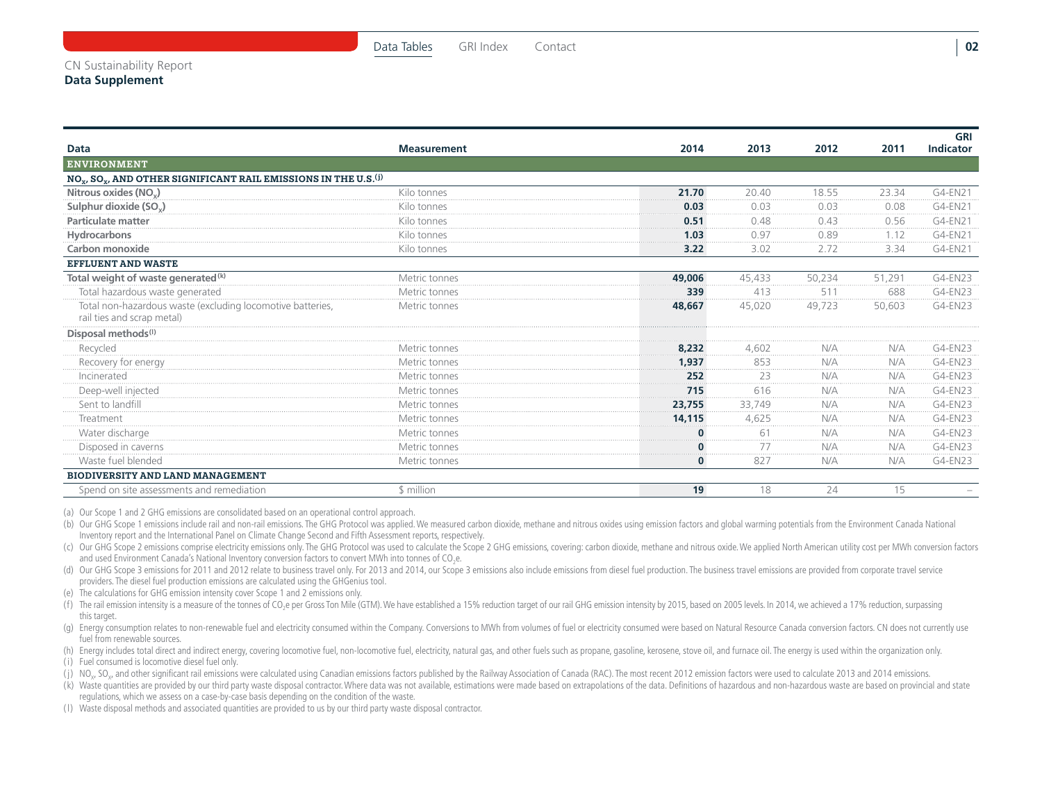CN Sustainability Report
**Data Supplement**

| Data | Measurement | 2014 | 2013 | 2012 | 2011 | GRI Indicator |
|---|---|---|---|---|---|---|
| **ENVIRONMENT** | | | | | | |
| **$NO_X$, $SO_X$, AND OTHER SIGNIFICANT RAIL EMISSIONS IN THE U.S.[j]** | | | | | | |
| **Nitrous oxides ($NO_X$)** | Kilo tonnes | **21.70** | 20.40 | 18.55 | 23.34 | G4-EN21 |
| **Sulphur dioxide ($SO_X$)** | Kilo tonnes | **0.03** | 0.03 | 0.03 | 0.08 | G4-EN21 |
| **Particulate matter** | Kilo tonnes | **0.51** | 0.48 | 0.43 | 0.56 | G4-EN21 |
| **Hydrocarbons** | Kilo tonnes | **1.03** | 0.97 | 0.89 | 1.12 | G4-EN21 |
| **Carbon monoxide** | Kilo tonnes | **3.22** | 3.02 | 2.72 | 3.34 | G4-EN21 |
| **EFFLUENT AND WASTE** | | | | | | |
| **Total weight of waste generated[k]** | Metric tonnes | **49,006** | 45,433 | 50,234 | 51,291 | G4-EN23 |
| Total hazardous waste generated | Metric tonnes | **339** | 413 | 511 | 688 | G4-EN23 |
| Total non-hazardous waste (excluding locomotive batteries, rail ties and scrap metal) | Metric tonnes | **48,667** | 45,020 | 49,723 | 50,603 | G4-EN23 |
| **Disposal methods[l]** | | | | | | |
| Recycled | Metric tonnes | **8,232** | 4,602 | N/A | N/A | G4-EN23 |
| Recovery for energy | Metric tonnes | **1,937** | 853 | N/A | N/A | G4-EN23 |
| Incinerated | Metric tonnes | **252** | 23 | N/A | N/A | G4-EN23 |
| Deep-well injected | Metric tonnes | **715** | 616 | N/A | N/A | G4-EN23 |
| Sent to landfill | Metric tonnes | **23,755** | 33,749 | N/A | N/A | G4-EN23 |
| Treatment | Metric tonnes | **14,115** | 4,625 | N/A | N/A | G4-EN23 |
| Water discharge | Metric tonnes | **0** | 61 | N/A | N/A | G4-EN23 |
| Disposed in caverns | Metric tonnes | **0** | 77 | N/A | N/A | G4-EN23 |
| Waste fuel blended | Metric tonnes | **0** | 827 | N/A | N/A | G4-EN23 |
| **BIODIVERSITY AND LAND MANAGEMENT** | | | | | | |
| Spend on site assessments and remediation | $ million | **19** | 18 | 24 | 15 | – |

(a) Our Scope 1 and 2 GHG emissions are consolidated based on an operational control approach.

(b) Our GHG Scope 1 emissions include rail and non-rail emissions. The GHG Protocol was applied. We measured carbon dioxide, methane and nitrous oxides using emission factors and global warming potentials from the Environment Canada National Inventory report and the International Panel on Climate Change Second and Fifth Assessment reports, respectively.

(c) Our GHG Scope 2 emissions comprise electricity emissions only. The GHG Protocol was used to calculate the Scope 2 GHG emissions, covering: carbon dioxide, methane and nitrous oxide. We applied North American utility cost per MWh conversion factors and used Environment Canada's National Inventory conversion factors to convert MWh into tonnes of $CO_2e$.

(d) Our GHG Scope 3 emissions for 2011 and 2012 relate to business travel only. For 2013 and 2014, our Scope 3 emissions also include emissions from diesel fuel production. The business travel emissions are provided from corporate travel service providers. The diesel fuel production emissions are calculated using the GHGenius tool.

(e) The calculations for GHG emission intensity cover Scope 1 and 2 emissions only.

(f) The rail emission intensity is a measure of the tonnes of $CO_2e$ per Gross Ton Mile (GTM). We have established a 15% reduction target of our rail GHG emission intensity by 2015, based on 2005 levels. In 2014, we achieved a 17% reduction, surpassing this target.

(g) Energy consumption relates to non-renewable fuel and electricity consumed within the Company. Conversions to MWh from volumes of fuel or electricity consumed were based on Natural Resource Canada conversion factors. CN does not currently use fuel from renewable sources.

(h) Energy includes total direct and indirect energy, covering locomotive fuel, non-locomotive fuel, electricity, natural gas, and other fuels such as propane, gasoline, kerosene, stove oil, and furnace oil. The energy is used within the organization only.

(i) Fuel consumed is locomotive diesel fuel only.

(j) $NO_X$, $SO_X$, and other significant rail emissions were calculated using Canadian emissions factors published by the Railway Association of Canada (RAC). The most recent 2012 emission factors were used to calculate 2013 and 2014 emissions.

(k) Waste quantities are provided by our third party waste disposal contractor. Where data was not available, estimations were made based on extrapolations of the data. Definitions of hazardous and non-hazardous waste are based on provincial and state regulations, which we assess on a case-by-case basis depending on the condition of the waste.

(l) Waste disposal methods and associated quantities are provided to us by our third party waste disposal contractor.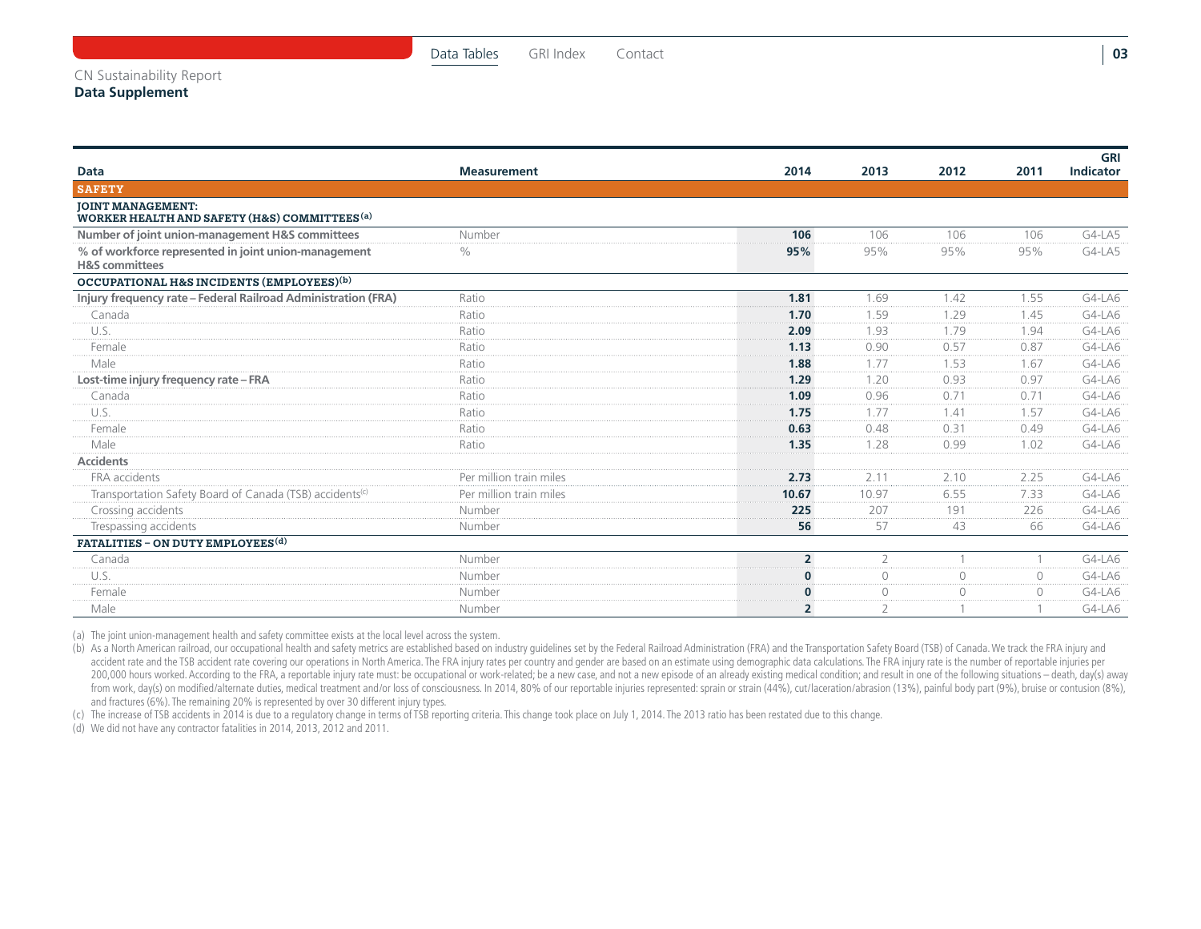CN Sustainability Report
**Data Supplement**

| Data | Measurement | 2014 | 2013 | 2012 | 2011 | GRI Indicator |
|---|---|---|---|---|---|---|
| **SAFETY** | | | | | | |
| **JOINT MANAGEMENT: WORKER HEALTH AND SAFETY (H&S) COMMITTEES[(a)]** | | | | | | |
| **Number of joint union-management H&S committees** | Number | **106** | 106 | 106 | 106 | G4-LA5 |
| **% of workforce represented in joint union-management H&S committees** | % | **95%** | 95% | 95% | 95% | G4-LA5 |
| **OCCUPATIONAL H&S INCIDENTS (EMPLOYEES)[(b)]** | | | | | | |
| **Injury frequency rate – Federal Railroad Administration (FRA)** | Ratio | **1.81** | 1.69 | 1.42 | 1.55 | G4-LA6 |
| Canada | Ratio | **1.70** | 1.59 | 1.29 | 1.45 | G4-LA6 |
| U.S. | Ratio | **2.09** | 1.93 | 1.79 | 1.94 | G4-LA6 |
| Female | Ratio | **1.13** | 0.90 | 0.57 | 0.87 | G4-LA6 |
| Male | Ratio | **1.88** | 1.77 | 1.53 | 1.67 | G4-LA6 |
| **Lost-time injury frequency rate – FRA** | Ratio | **1.29** | 1.20 | 0.93 | 0.97 | G4-LA6 |
| Canada | Ratio | **1.09** | 0.96 | 0.71 | 0.71 | G4-LA6 |
| U.S. | Ratio | **1.75** | 1.77 | 1.41 | 1.57 | G4-LA6 |
| Female | Ratio | **0.63** | 0.48 | 0.31 | 0.49 | G4-LA6 |
| Male | Ratio | **1.35** | 1.28 | 0.99 | 1.02 | G4-LA6 |
| **Accidents** | | | | | | |
| FRA accidents | Per million train miles | **2.73** | 2.11 | 2.10 | 2.25 | G4-LA6 |
| Transportation Safety Board of Canada (TSB) accidents[(c)] | Per million train miles | **10.67** | 10.97 | 6.55 | 7.33 | G4-LA6 |
| Crossing accidents | Number | **225** | 207 | 191 | 226 | G4-LA6 |
| Trespassing accidents | Number | **56** | 57 | 43 | 66 | G4-LA6 |
| **FATALITIES – ON DUTY EMPLOYEES[(d)]** | | | | | | |
| Canada | Number | **2** | 2 | 1 | 1 | G4-LA6 |
| U.S. | Number | **0** | 0 | 0 | 0 | G4-LA6 |
| Female | Number | **0** | 0 | 0 | 0 | G4-LA6 |
| Male | Number | **2** | 2 | 1 | 1 | G4-LA6 |

(a) The joint union-management health and safety committee exists at the local level across the system.

(b) As a North American railroad, our occupational health and safety metrics are established based on industry guidelines set by the Federal Railroad Administration (FRA) and the Transportation Safety Board (TSB) of Canada. We track the FRA injury and accident rate and the TSB accident rate covering our operations in North America. The FRA injury rates per country and gender are based on an estimate using demographic data calculations. The FRA injury rate is the number of reportable injuries per 200,000 hours worked. According to the FRA, a reportable injury rate must: be occupational or work-related; be a new case, and not a new episode of an already existing medical condition; and result in one of the following situations – death, day(s) away from work, day(s) on modified/alternate duties, medical treatment and/or loss of consciousness. In 2014, 80% of our reportable injuries represented: sprain or strain (44%), cut/laceration/abrasion (13%), painful body part (9%), bruise or contusion (8%), and fractures (6%). The remaining 20% is represented by over 30 different injury types.

(c) The increase of TSB accidents in 2014 is due to a regulatory change in terms of TSB reporting criteria. This change took place on July 1, 2014. The 2013 ratio has been restated due to this change.

(d) We did not have any contractor fatalities in 2014, 2013, 2012 and 2011.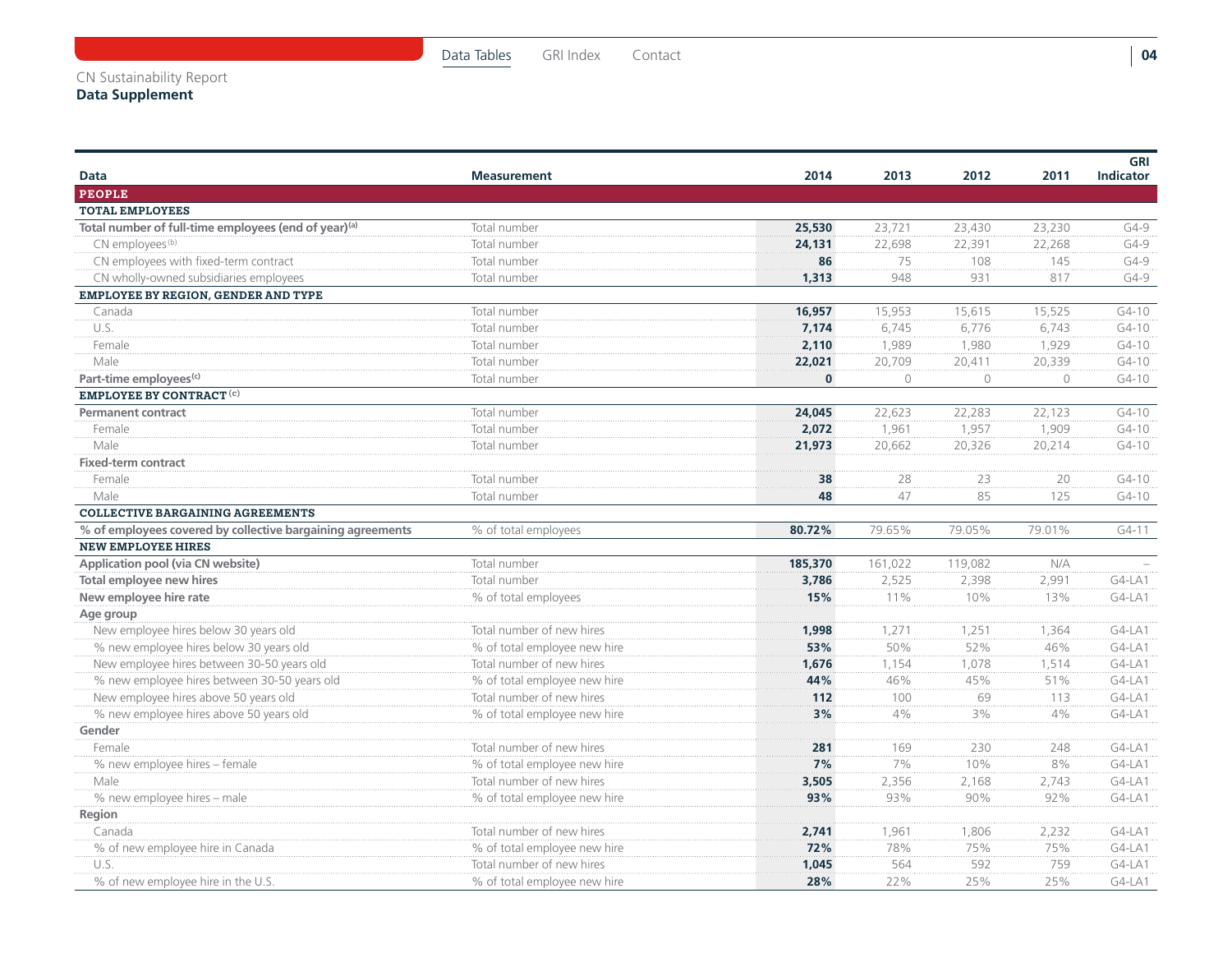CN Sustainability Report
**Data Supplement**

| Data | Measurement | 2014 | 2013 | 2012 | 2011 | GRI Indicator |
|---|---|---|---|---|---|---|
| **PEOPLE** | | | | | | |
| **TOTAL EMPLOYEES** | | | | | | |
| **Total number of full-time employees (end of year)[a]** | Total number | **25,530** | 23,721 | 23,430 | 23,230 | G4-9 |
| CN employees[b] | Total number | **24,131** | 22,698 | 22,391 | 22,268 | G4-9 |
| CN employees with fixed-term contract | Total number | **86** | 75 | 108 | 145 | G4-9 |
| CN wholly-owned subsidiaries employees | Total number | **1,313** | 948 | 931 | 817 | G4-9 |
| **EMPLOYEE BY REGION, GENDER AND TYPE** | | | | | | |
| Canada | Total number | **16,957** | 15,953 | 15,615 | 15,525 | G4-10 |
| U.S. | Total number | **7,174** | 6,745 | 6,776 | 6,743 | G4-10 |
| Female | Total number | **2,110** | 1,989 | 1,980 | 1,929 | G4-10 |
| Male | Total number | **22,021** | 20,709 | 20,411 | 20,339 | G4-10 |
| **Part-time employees[c]** | Total number | **0** | 0 | 0 | 0 | G4-10 |
| **EMPLOYEE BY CONTRACT[c]** | | | | | | |
| **Permanent contract** | Total number | **24,045** | 22,623 | 22,283 | 22,123 | G4-10 |
| Female | Total number | **2,072** | 1,961 | 1,957 | 1,909 | G4-10 |
| Male | Total number | **21,973** | 20,662 | 20,326 | 20,214 | G4-10 |
| **Fixed-term contract** | | | | | | |
| Female | Total number | **38** | 28 | 23 | 20 | G4-10 |
| Male | Total number | **48** | 47 | 85 | 125 | G4-10 |
| **COLLECTIVE BARGAINING AGREEMENTS** | | | | | | |
| **% of employees covered by collective bargaining agreements** | % of total employees | **80.72%** | 79.65% | 79.05% | 79.01% | G4-11 |
| **NEW EMPLOYEE HIRES** | | | | | | |
| **Application pool (via CN website)** | Total number | **185,370** | 161,022 | 119,082 | N/A | – |
| **Total employee new hires** | Total number | **3,786** | 2,525 | 2,398 | 2,991 | G4-LA1 |
| **New employee hire rate** | % of total employees | **15%** | 11% | 10% | 13% | G4-LA1 |
| **Age group** | | | | | | |
| New employee hires below 30 years old | Total number of new hires | **1,998** | 1,271 | 1,251 | 1,364 | G4-LA1 |
| % new employee hires below 30 years old | % of total employee new hire | **53%** | 50% | 52% | 46% | G4-LA1 |
| New employee hires between 30-50 years old | Total number of new hires | **1,676** | 1,154 | 1,078 | 1,514 | G4-LA1 |
| % new employee hires between 30-50 years old | % of total employee new hire | **44%** | 46% | 45% | 51% | G4-LA1 |
| New employee hires above 50 years old | Total number of new hires | **112** | 100 | 69 | 113 | G4-LA1 |
| % new employee hires above 50 years old | % of total employee new hire | **3%** | 4% | 3% | 4% | G4-LA1 |
| **Gender** | | | | | | |
| Female | Total number of new hires | **281** | 169 | 230 | 248 | G4-LA1 |
| % new employee hires – female | % of total employee new hire | **7%** | 7% | 10% | 8% | G4-LA1 |
| Male | Total number of new hires | **3,505** | 2,356 | 2,168 | 2,743 | G4-LA1 |
| % new employee hires – male | % of total employee new hire | **93%** | 93% | 90% | 92% | G4-LA1 |
| **Region** | | | | | | |
| Canada | Total number of new hires | **2,741** | 1,961 | 1,806 | 2,232 | G4-LA1 |
| % of new employee hire in Canada | % of total employee new hire | **72%** | 78% | 75% | 75% | G4-LA1 |
| U.S. | Total number of new hires | **1,045** | 564 | 592 | 759 | G4-LA1 |
| % of new employee hire in the U.S. | % of total employee new hire | **28%** | 22% | 25% | 25% | G4-LA1 |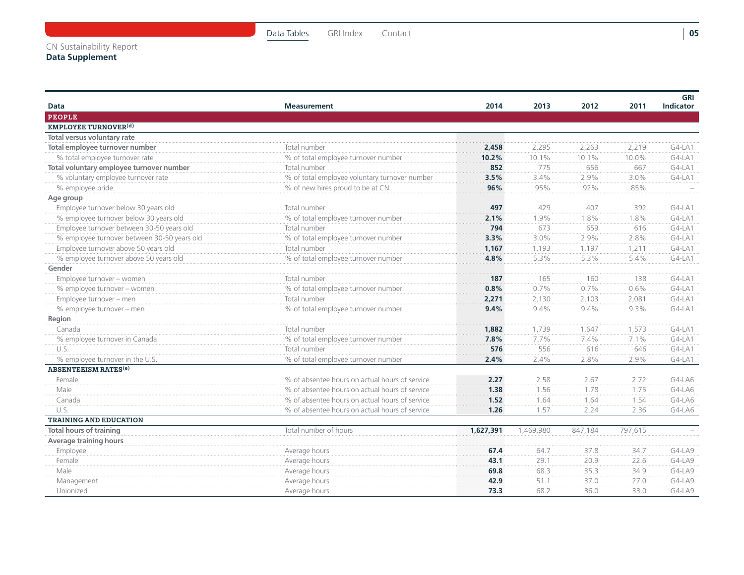CN Sustainability Report
**Data Supplement**

| Data | Measurement | 2014 | 2013 | 2012 | 2011 | GRI Indicator |
|---|---|---|---|---|---|---|
| **PEOPLE** | | | | | | |
| **EMPLOYEE TURNOVER[(d)]** | | | | | | |
| **Total versus voluntary rate** | | | | | | |
| **Total employee turnover number** | Total number | **2,458** | 2,295 | 2,263 | 2,219 | G4-LA1 |
| % total employee turnover rate | % of total employee turnover number | **10.2%** | 10.1% | 10.1% | 10.0% | G4-LA1 |
| **Total voluntary employee turnover number** | Total number | **852** | 775 | 656 | 667 | G4-LA1 |
| % voluntary employee turnover rate | % of total employee voluntary turnover number | **3.5%** | 3.4% | 2.9% | 3.0% | G4-LA1 |
| % employee pride | % of new hires proud to be at CN | **96%** | 95% | 92% | 85% | – |
| **Age group** | | | | | | |
| Employee turnover below 30 years old | Total number | **497** | 429 | 407 | 392 | G4-LA1 |
| % employee turnover below 30 years old | % of total employee turnover number | **2.1%** | 1.9% | 1.8% | 1.8% | G4-LA1 |
| Employee turnover between 30-50 years old | Total number | **794** | 673 | 659 | 616 | G4-LA1 |
| % employee turnover between 30-50 years old | % of total employee turnover number | **3.3%** | 3.0% | 2.9% | 2.8% | G4-LA1 |
| Employee turnover above 50 years old | Total number | **1,167** | 1,193 | 1,197 | 1,211 | G4-LA1 |
| % employee turnover above 50 years old | % of total employee turnover number | **4.8%** | 5.3% | 5.3% | 5.4% | G4-LA1 |
| **Gender** | | | | | | |
| Employee turnover – women | Total number | **187** | 165 | 160 | 138 | G4-LA1 |
| % employee turnover – women | % of total employee turnover number | **0.8%** | 0.7% | 0.7% | 0.6% | G4-LA1 |
| Employee turnover – men | Total number | **2,271** | 2,130 | 2,103 | 2,081 | G4-LA1 |
| % employee turnover – men | % of total employee turnover number | **9.4%** | 9.4% | 9.4% | 9.3% | G4-LA1 |
| **Region** | | | | | | |
| Canada | Total number | **1,882** | 1,739 | 1,647 | 1,573 | G4-LA1 |
| % employee turnover in Canada | % of total employee turnover number | **7.8%** | 7.7% | 7.4% | 7.1% | G4-LA1 |
| U.S. | Total number | **576** | 556 | 616 | 646 | G4-LA1 |
| % employee turnover in the U.S. | % of total employee turnover number | **2.4%** | 2.4% | 2.8% | 2.9% | G4-LA1 |
| **ABSENTEEISM RATES[(e)]** | | | | | | |
| Female | % of absentee hours on actual hours of service | **2.27** | 2.58 | 2.67 | 2.72 | G4-LA6 |
| Male | % of absentee hours on actual hours of service | **1.38** | 1.56 | 1.78 | 1.75 | G4-LA6 |
| Canada | % of absentee hours on actual hours of service | **1.52** | 1.64 | 1.64 | 1.54 | G4-LA6 |
| U.S. | % of absentee hours on actual hours of service | **1.26** | 1.57 | 2.24 | 2.36 | G4-LA6 |
| **TRAINING AND EDUCATION** | | | | | | |
| **Total hours of training** | Total number of hours | **1,627,391** | 1,469,980 | 847,184 | 797,615 | – |
| **Average training hours** | | | | | | |
| Employee | Average hours | **67.4** | 64.7 | 37.8 | 34.7 | G4-LA9 |
| Female | Average hours | **43.1** | 29.1 | 20.9 | 22.6 | G4-LA9 |
| Male | Average hours | **69.8** | 68.3 | 35.3 | 34.9 | G4-LA9 |
| Management | Average hours | **42.9** | 51.1 | 37.0 | 27.0 | G4-LA9 |
| Unionized | Average hours | **73.3** | 68.2 | 36.0 | 33.0 | G4-LA9 |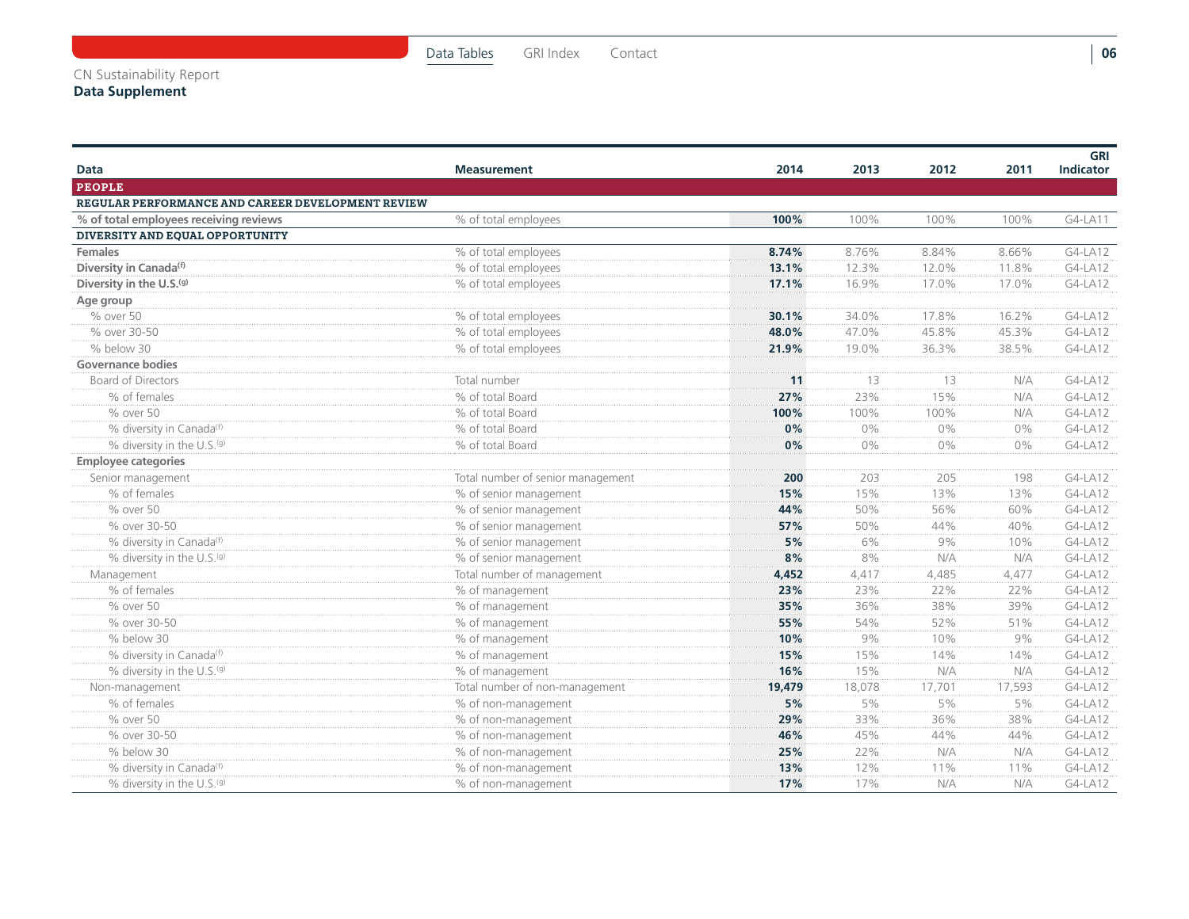CN Sustainability Report
**Data Supplement**

| Data | Measurement | 2014 | 2013 | 2012 | 2011 | GRI Indicator |
|---|---|---|---|---|---|---|
| **PEOPLE** | | | | | | |
| **REGULAR PERFORMANCE AND CAREER DEVELOPMENT REVIEW** | | | | | | |
| **% of total employees receiving reviews** | % of total employees | **100%** | 100% | 100% | 100% | G4-LA11 |
| **DIVERSITY AND EQUAL OPPORTUNITY** | | | | | | |
| **Females** | % of total employees | **8.74%** | 8.76% | 8.84% | 8.66% | G4-LA12 |
| **Diversity in Canada[(f)]** | % of total employees | **13.1%** | 12.3% | 12.0% | 11.8% | G4-LA12 |
| **Diversity in the U.S.[(g)]** | % of total employees | **17.1%** | 16.9% | 17.0% | 17.0% | G4-LA12 |
| **Age group** | | | | | | |
| % over 50 | % of total employees | **30.1%** | 34.0% | 17.8% | 16.2% | G4-LA12 |
| % over 30-50 | % of total employees | **48.0%** | 47.0% | 45.8% | 45.3% | G4-LA12 |
| % below 30 | % of total employees | **21.9%** | 19.0% | 36.3% | 38.5% | G4-LA12 |
| **Governance bodies** | | | | | | |
| Board of Directors | Total number | **11** | 13 | 13 | N/A | G4-LA12 |
| % of females | % of total Board | **27%** | 23% | 15% | N/A | G4-LA12 |
| % over 50 | % of total Board | **100%** | 100% | 100% | N/A | G4-LA12 |
| % diversity in Canada[(f)] | % of total Board | **0%** | 0% | 0% | 0% | G4-LA12 |
| % diversity in the U.S.[(g)] | % of total Board | **0%** | 0% | 0% | 0% | G4-LA12 |
| **Employee categories** | | | | | | |
| Senior management | Total number of senior management | **200** | 203 | 205 | 198 | G4-LA12 |
| % of females | % of senior management | **15%** | 15% | 13% | 13% | G4-LA12 |
| % over 50 | % of senior management | **44%** | 50% | 56% | 60% | G4-LA12 |
| % over 30-50 | % of senior management | **57%** | 50% | 44% | 40% | G4-LA12 |
| % diversity in Canada[(f)] | % of senior management | **5%** | 6% | 9% | 10% | G4-LA12 |
| % diversity in the U.S.[(g)] | % of senior management | **8%** | 8% | N/A | N/A | G4-LA12 |
| Management | Total number of management | **4,452** | 4,417 | 4,485 | 4,477 | G4-LA12 |
| % of females | % of management | **23%** | 23% | 22% | 22% | G4-LA12 |
| % over 50 | % of management | **35%** | 36% | 38% | 39% | G4-LA12 |
| % over 30-50 | % of management | **55%** | 54% | 52% | 51% | G4-LA12 |
| % below 30 | % of management | **10%** | 9% | 10% | 9% | G4-LA12 |
| % diversity in Canada[(f)] | % of management | **15%** | 15% | 14% | 14% | G4-LA12 |
| % diversity in the U.S.[(g)] | % of management | **16%** | 15% | N/A | N/A | G4-LA12 |
| Non-management | Total number of non-management | **19,479** | 18,078 | 17,701 | 17,593 | G4-LA12 |
| % of females | % of non-management | **5%** | 5% | 5% | 5% | G4-LA12 |
| % over 50 | % of non-management | **29%** | 33% | 36% | 38% | G4-LA12 |
| % over 30-50 | % of non-management | **46%** | 45% | 44% | 44% | G4-LA12 |
| % below 30 | % of non-management | **25%** | 22% | N/A | N/A | G4-LA12 |
| % diversity in Canada[(f)] | % of non-management | **13%** | 12% | 11% | 11% | G4-LA12 |
| % diversity in the U.S.[(g)] | % of non-management | **17%** | 17% | N/A | N/A | G4-LA12 |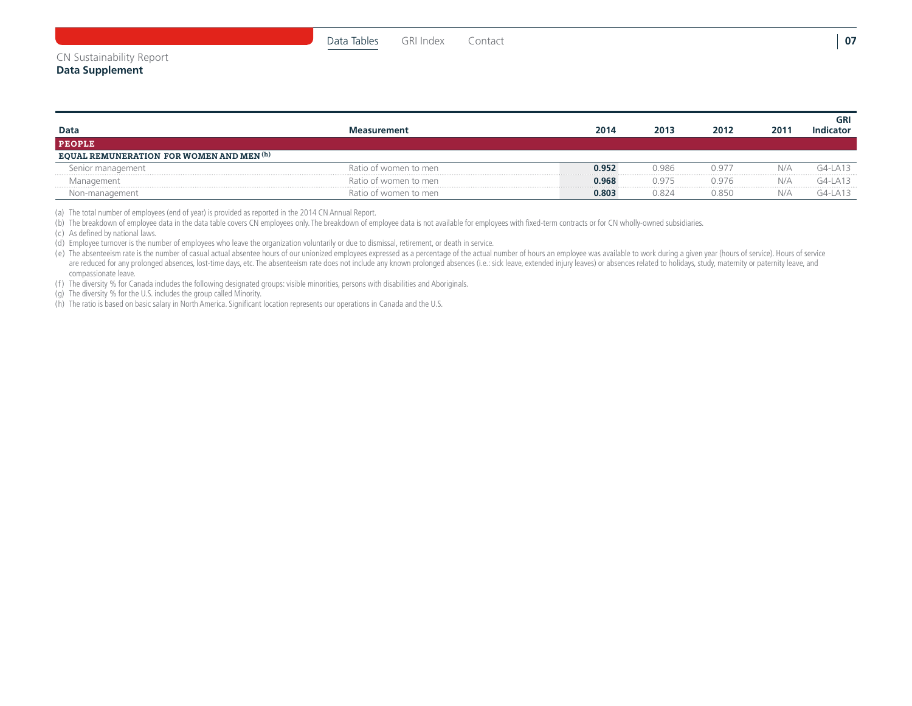| Data | Measurement | 2014 | 2013 | 2012 | 2011 | GRI Indicator |
|---|---|---|---|---|---|---|
| **PEOPLE** | | | | | | |
| **EQUAL REMUNERATION FOR WOMEN AND MEN [h]** | | | | | | |
| Senior management | Ratio of women to men | **0.952** | 0.986 | 0.977 | N/A | G4-LA13 |
| Management | Ratio of women to men | **0.968** | 0.975 | 0.976 | N/A | G4-LA13 |
| Non-management | Ratio of women to men | **0.803** | 0.824 | 0.850 | N/A | G4-LA13 |

(a) The total number of employees (end of year) is provided as reported in the 2014 CN Annual Report.

(b) The breakdown of employee data in the data table covers CN employees only. The breakdown of employee data is not available for employees with fixed-term contracts or for CN wholly-owned subsidiaries.

(c) As defined by national laws.

(d) Employee turnover is the number of employees who leave the organization voluntarily or due to dismissal, retirement, or death in service.

(e) The absenteeism rate is the number of casual actual absentee hours of our unionized employees expressed as a percentage of the actual number of hours an employee was available to work during a given year (hours of service). Hours of service are reduced for any prolonged absences, lost-time days, etc. The absenteeism rate does not include any known prolonged absences (i.e.: sick leave, extended injury leaves) or absences related to holidays, study, maternity or paternity leave, and compassionate leave.

(f) The diversity % for Canada includes the following designated groups: visible minorities, persons with disabilities and Aboriginals.

(g) The diversity % for the U.S. includes the group called Minority.

(h) The ratio is based on basic salary in North America. Significant location represents our operations in Canada and the U.S.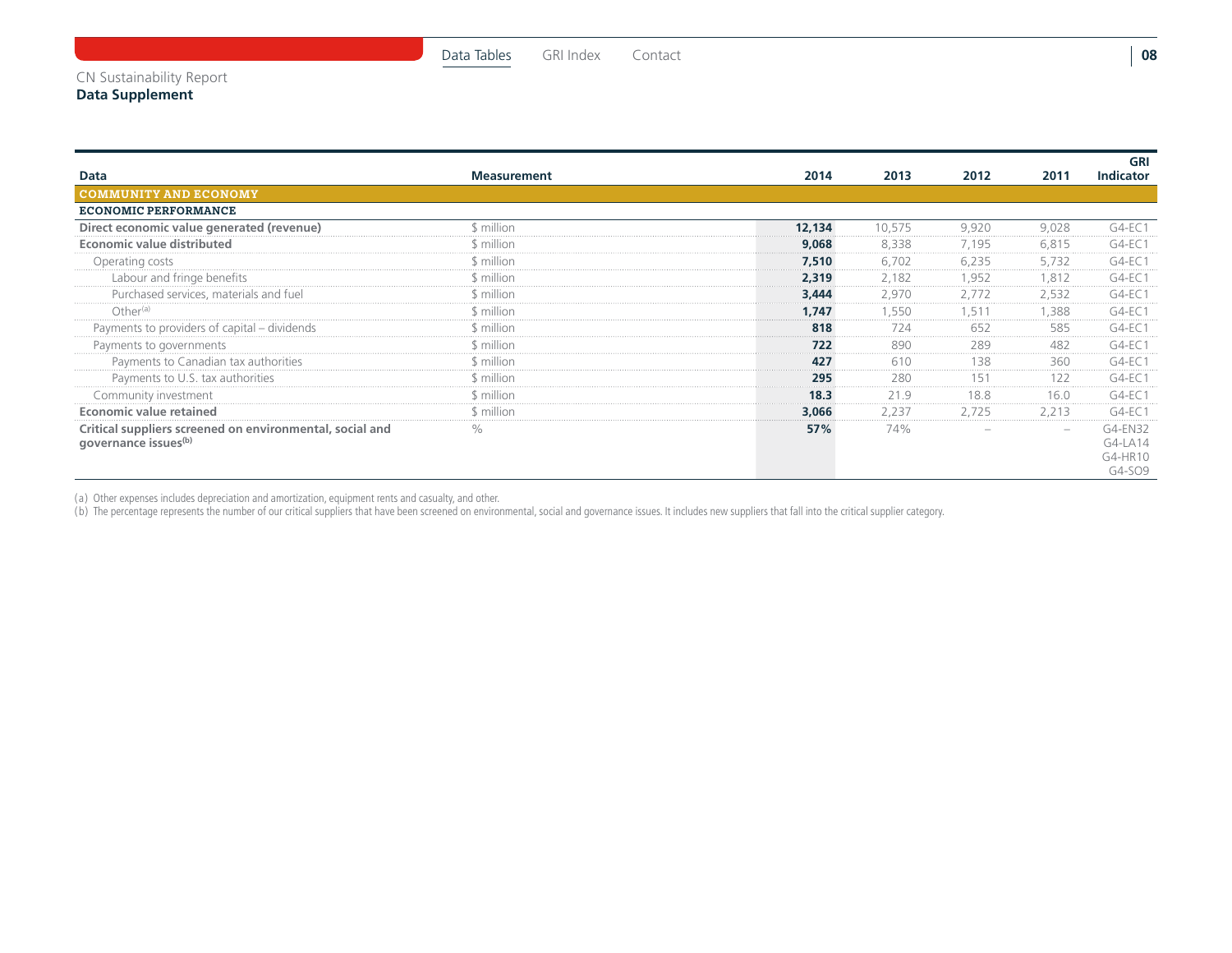CN Sustainability Report
**Data Supplement**

| Data | Measurement | 2014 | 2013 | 2012 | 2011 | GRI Indicator |
|---|---|---|---|---|---|---|
| **COMMUNITY AND ECONOMY** | | | | | | |
| **ECONOMIC PERFORMANCE** | | | | | | |
| **Direct economic value generated (revenue)** | $ million | **12,134** | 10,575 | 9,920 | 9,028 | G4-EC1 |
| **Economic value distributed** | $ million | **9,068** | 8,338 | 7,195 | 6,815 | G4-EC1 |
| Operating costs | $ million | **7,510** | 6,702 | 6,235 | 5,732 | G4-EC1 |
| Labour and fringe benefits | $ million | **2,319** | 2,182 | 1,952 | 1,812 | G4-EC1 |
| Purchased services, materials and fuel | $ million | **3,444** | 2,970 | 2,772 | 2,532 | G4-EC1 |
| Other[a] | $ million | **1,747** | 1,550 | 1,511 | 1,388 | G4-EC1 |
| Payments to providers of capital – dividends | $ million | **818** | 724 | 652 | 585 | G4-EC1 |
| Payments to governments | $ million | **722** | 890 | 289 | 482 | G4-EC1 |
| Payments to Canadian tax authorities | $ million | **427** | 610 | 138 | 360 | G4-EC1 |
| Payments to U.S. tax authorities | $ million | **295** | 280 | 151 | 122 | G4-EC1 |
| Community investment | $ million | **18.3** | 21.9 | 18.8 | 16.0 | G4-EC1 |
| **Economic value retained** | $ million | **3,066** | 2,237 | 2,725 | 2,213 | G4-EC1 |
| **Critical suppliers screened on environmental, social and governance issues[b]** | % | **57%** | 74% | – | – | G4-EN32 G4-LA14 G4-HR10 G4-SO9 |

(a) Other expenses includes depreciation and amortization, equipment rents and casualty, and other.

(b) The percentage represents the number of our critical suppliers that have been screened on environmental, social and governance issues. It includes new suppliers that fall into the critical supplier category.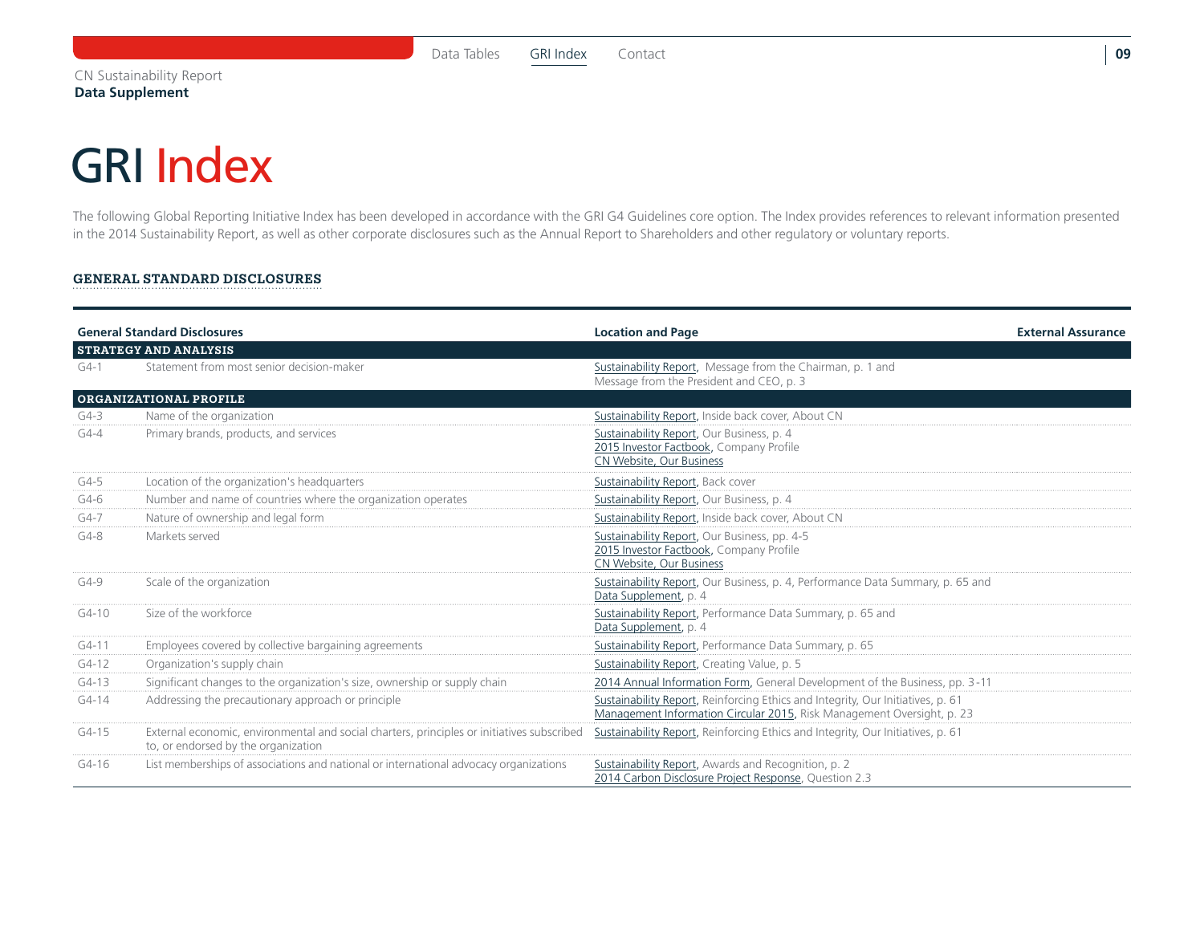# GRI Index

The following Global Reporting Initiative Index has been developed in accordance with the GRI G4 Guidelines core option. The Index provides references to relevant information presented in the 2014 Sustainability Report, as well as other corporate disclosures such as the Annual Report to Shareholders and other regulatory or voluntary reports.

## GENERAL STANDARD DISCLOSURES

| General Standard Disclosures | | Location and Page | External Assurance |
|---|---|---|---|
| **STRATEGY AND ANALYSIS** | | | |
| G4-1 | Statement from most senior decision-maker | Sustainability Report, Message from the Chairman, p. 1 and Message from the President and CEO, p. 3 | |
| **ORGANIZATIONAL PROFILE** | | | |
| G4-3 | Name of the organization | Sustainability Report, Inside back cover, About CN | |
| G4-4 | Primary brands, products, and services | Sustainability Report, Our Business, p. 4<br>2015 Investor Factbook, Company Profile<br>CN Website, Our Business | |
| G4-5 | Location of the organization's headquarters | Sustainability Report, Back cover | |
| G4-6 | Number and name of countries where the organization operates | Sustainability Report, Our Business, p. 4 | |
| G4-7 | Nature of ownership and legal form | Sustainability Report, Inside back cover, About CN | |
| G4-8 | Markets served | Sustainability Report, Our Business, pp. 4-5<br>2015 Investor Factbook, Company Profile<br>CN Website, Our Business | |
| G4-9 | Scale of the organization | Sustainability Report, Our Business, p. 4, Performance Data Summary, p. 65 and Data Supplement, p. 4 | |
| G4-10 | Size of the workforce | Sustainability Report, Performance Data Summary, p. 65 and Data Supplement, p. 4 | |
| G4-11 | Employees covered by collective bargaining agreements | Sustainability Report, Performance Data Summary, p. 65 | |
| G4-12 | Organization's supply chain | Sustainability Report, Creating Value, p. 5 | |
| G4-13 | Significant changes to the organization's size, ownership or supply chain | 2014 Annual Information Form, General Development of the Business, pp. 3-11 | |
| G4-14 | Addressing the precautionary approach or principle | Sustainability Report, Reinforcing Ethics and Integrity, Our Initiatives, p. 61<br>Management Information Circular 2015, Risk Management Oversight, p. 23 | |
| G4-15 | External economic, environmental and social charters, principles or initiatives subscribed to, or endorsed by the organization | Sustainability Report, Reinforcing Ethics and Integrity, Our Initiatives, p. 61 | |
| G4-16 | List memberships of associations and national or international advocacy organizations | Sustainability Report, Awards and Recognition, p. 2<br>2014 Carbon Disclosure Project Response, Question 2.3 | |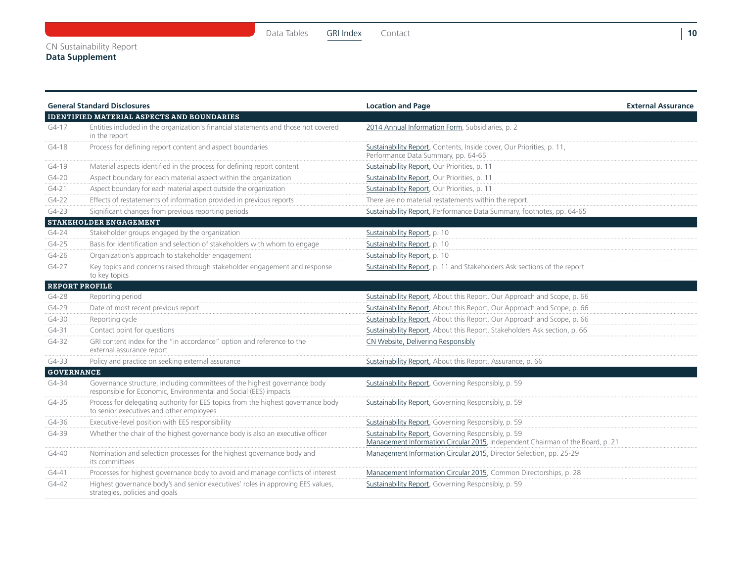CN Sustainability Report
**Data Supplement**

| General Standard Disclosures | | Location and Page | External Assurance |
|---|---|---|---|
| **IDENTIFIED MATERIAL ASPECTS AND BOUNDARIES** | | | |
| G4-17 | Entities included in the organization's financial statements and those not covered in the report | 2014 Annual Information Form, Subsidiaries, p. 2 | |
| G4-18 | Process for defining report content and aspect boundaries | Sustainability Report, Contents, Inside cover, Our Priorities, p. 11, Performance Data Summary, pp. 64-65 | |
| G4-19 | Material aspects identified in the process for defining report content | Sustainability Report, Our Priorities, p. 11 | |
| G4-20 | Aspect boundary for each material aspect within the organization | Sustainability Report, Our Priorities, p. 11 | |
| G4-21 | Aspect boundary for each material aspect outside the organization | Sustainability Report, Our Priorities, p. 11 | |
| G4-22 | Effects of restatements of information provided in previous reports | There are no material restatements within the report. | |
| G4-23 | Significant changes from previous reporting periods | Sustainability Report, Performance Data Summary, footnotes, pp. 64-65 | |
| **STAKEHOLDER ENGAGEMENT** | | | |
| G4-24 | Stakeholder groups engaged by the organization | Sustainability Report, p. 10 | |
| G4-25 | Basis for identification and selection of stakeholders with whom to engage | Sustainability Report, p. 10 | |
| G4-26 | Organization's approach to stakeholder engagement | Sustainability Report, p. 10 | |
| G4-27 | Key topics and concerns raised through stakeholder engagement and response to key topics | Sustainability Report, p. 11 and Stakeholders Ask sections of the report | |
| **REPORT PROFILE** | | | |
| G4-28 | Reporting period | Sustainability Report, About this Report, Our Approach and Scope, p. 66 | |
| G4-29 | Date of most recent previous report | Sustainability Report, About this Report, Our Approach and Scope, p. 66 | |
| G4-30 | Reporting cycle | Sustainability Report, About this Report, Our Approach and Scope, p. 66 | |
| G4-31 | Contact point for questions | Sustainability Report, About this Report, Stakeholders Ask section, p. 66 | |
| G4-32 | GRI content index for the "in accordance" option and reference to the external assurance report | CN Website, Delivering Responsibly | |
| G4-33 | Policy and practice on seeking external assurance | Sustainability Report, About this Report, Assurance, p. 66 | |
| **GOVERNANCE** | | | |
| G4-34 | Governance structure, including committees of the highest governance body responsible for Economic, Environmental and Social (EES) impacts | Sustainability Report, Governing Responsibly, p. 59 | |
| G4-35 | Process for delegating authority for EES topics from the highest governance body to senior executives and other employees | Sustainability Report, Governing Responsibly, p. 59 | |
| G4-36 | Executive-level position with EES responsibility | Sustainability Report, Governing Responsibly, p. 59 | |
| G4-39 | Whether the chair of the highest governance body is also an executive officer | Sustainability Report, Governing Responsibly, p. 59<br>Management Information Circular 2015, Independent Chairman of the Board, p. 21 | |
| G4-40 | Nomination and selection processes for the highest governance body and its committees | Management Information Circular 2015, Director Selection, pp. 25-29 | |
| G4-41 | Processes for highest governance body to avoid and manage conflicts of interest | Management Information Circular 2015, Common Directorships, p. 28 | |
| G4-42 | Highest governance body's and senior executives' roles in approving EES values, strategies, policies and goals | Sustainability Report, Governing Responsibly, p. 59 | |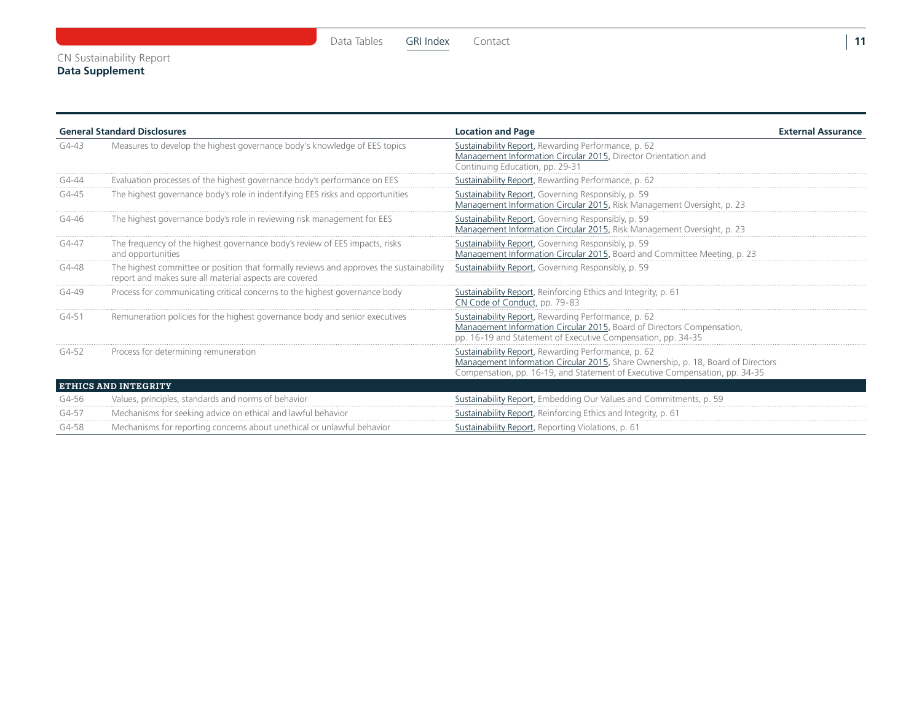| General Standard Disclosures | | Location and Page | External Assurance |
|---|---|---|---|
| G4-43 | Measures to develop the highest governance body's knowledge of EES topics | Sustainability Report, Rewarding Performance, p. 62<br>Management Information Circular 2015, Director Orientation and Continuing Education, pp. 29-31 | |
| G4-44 | Evaluation processes of the highest governance body's performance on EES | Sustainability Report, Rewarding Performance, p. 62 | |
| G4-45 | The highest governance body's role in indentifying EES risks and opportunities | Sustainability Report, Governing Responsibly, p. 59<br>Management Information Circular 2015, Risk Management Oversight, p. 23 | |
| G4-46 | The highest governance body's role in reviewing risk management for EES | Sustainability Report, Governing Responsibly, p. 59<br>Management Information Circular 2015, Risk Management Oversight, p. 23 | |
| G4-47 | The frequency of the highest governance body's review of EES impacts, risks and opportunities | Sustainability Report, Governing Responsibly, p. 59<br>Management Information Circular 2015, Board and Committee Meeting, p. 23 | |
| G4-48 | The highest committee or position that formally reviews and approves the sustainability report and makes sure all material aspects are covered | Sustainability Report, Governing Responsibly, p. 59 | |
| G4-49 | Process for communicating critical concerns to the highest governance body | Sustainability Report, Reinforcing Ethics and Integrity, p. 61<br>CN Code of Conduct, pp. 79-83 | |
| G4-51 | Remuneration policies for the highest governance body and senior executives | Sustainability Report, Rewarding Performance, p. 62<br>Management Information Circular 2015, Board of Directors Compensation, pp. 16-19 and Statement of Executive Compensation, pp. 34-35 | |
| G4-52 | Process for determining remuneration | Sustainability Report, Rewarding Performance, p. 62<br>Management Information Circular 2015, Share Ownership, p. 18, Board of Directors Compensation, pp. 16-19, and Statement of Executive Compensation, pp. 34-35 | |
| **ETHICS AND INTEGRITY** | | | |
| G4-56 | Values, principles, standards and norms of behavior | Sustainability Report, Embedding Our Values and Commitments, p. 59 | |
| G4-57 | Mechanisms for seeking advice on ethical and lawful behavior | Sustainability Report, Reinforcing Ethics and Integrity, p. 61 | |
| G4-58 | Mechanisms for reporting concerns about unethical or unlawful behavior | Sustainability Report, Reporting Violations, p. 61 | |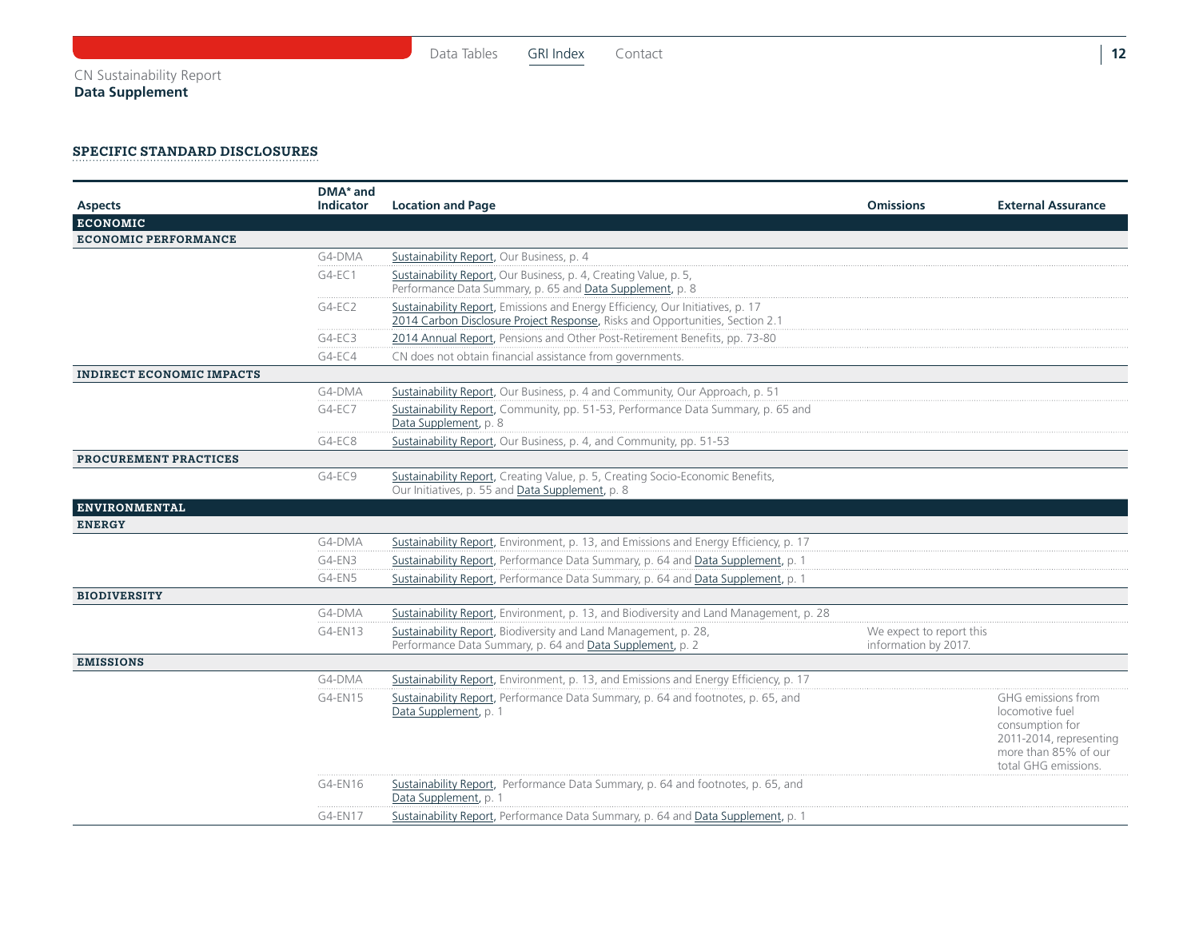CN Sustainability Report
**Data Supplement**

## SPECIFIC STANDARD DISCLOSURES

| Aspects | DMA* and Indicator | Location and Page | Omissions | External Assurance |
|---|---|---|---|---|
| **ECONOMIC** | | | | |
| **ECONOMIC PERFORMANCE** | | | | |
| | G4-DMA | Sustainability Report, Our Business, p. 4 | | |
| | G4-EC1 | Sustainability Report, Our Business, p. 4, Creating Value, p. 5, Performance Data Summary, p. 65 and Data Supplement, p. 8 | | |
| | G4-EC2 | Sustainability Report, Emissions and Energy Efficiency, Our Initiatives, p. 17 2014 Carbon Disclosure Project Response, Risks and Opportunities, Section 2.1 | | |
| | G4-EC3 | 2014 Annual Report, Pensions and Other Post-Retirement Benefits, pp. 73-80 | | |
| | G4-EC4 | CN does not obtain financial assistance from governments. | | |
| **INDIRECT ECONOMIC IMPACTS** | | | | |
| | G4-DMA | Sustainability Report, Our Business, p. 4 and Community, Our Approach, p. 51 | | |
| | G4-EC7 | Sustainability Report, Community, pp. 51-53, Performance Data Summary, p. 65 and Data Supplement, p. 8 | | |
| | G4-EC8 | Sustainability Report, Our Business, p. 4, and Community, pp. 51-53 | | |
| **PROCUREMENT PRACTICES** | | | | |
| | G4-EC9 | Sustainability Report, Creating Value, p. 5, Creating Socio-Economic Benefits, Our Initiatives, p. 55 and Data Supplement, p. 8 | | |
| **ENVIRONMENTAL** | | | | |
| **ENERGY** | | | | |
| | G4-DMA | Sustainability Report, Environment, p. 13, and Emissions and Energy Efficiency, p. 17 | | |
| | G4-EN3 | Sustainability Report, Performance Data Summary, p. 64 and Data Supplement, p. 1 | | |
| | G4-EN5 | Sustainability Report, Performance Data Summary, p. 64 and Data Supplement, p. 1 | | |
| **BIODIVERSITY** | | | | |
| | G4-DMA | Sustainability Report, Environment, p. 13, and Biodiversity and Land Management, p. 28 | | |
| | G4-EN13 | Sustainability Report, Biodiversity and Land Management, p. 28, Performance Data Summary, p. 64 and Data Supplement, p. 2 | We expect to report this information by 2017. | |
| **EMISSIONS** | | | | |
| | G4-DMA | Sustainability Report, Environment, p. 13, and Emissions and Energy Efficiency, p. 17 | | |
| | G4-EN15 | Sustainability Report, Performance Data Summary, p. 64 and footnotes, p. 65, and Data Supplement, p. 1 | | GHG emissions from locomotive fuel consumption for 2011-2014, representing more than 85% of our total GHG emissions. |
| | G4-EN16 | Sustainability Report, Performance Data Summary, p. 64 and footnotes, p. 65, and Data Supplement, p. 1 | | |
| | G4-EN17 | Sustainability Report, Performance Data Summary, p. 64 and Data Supplement, p. 1 | | |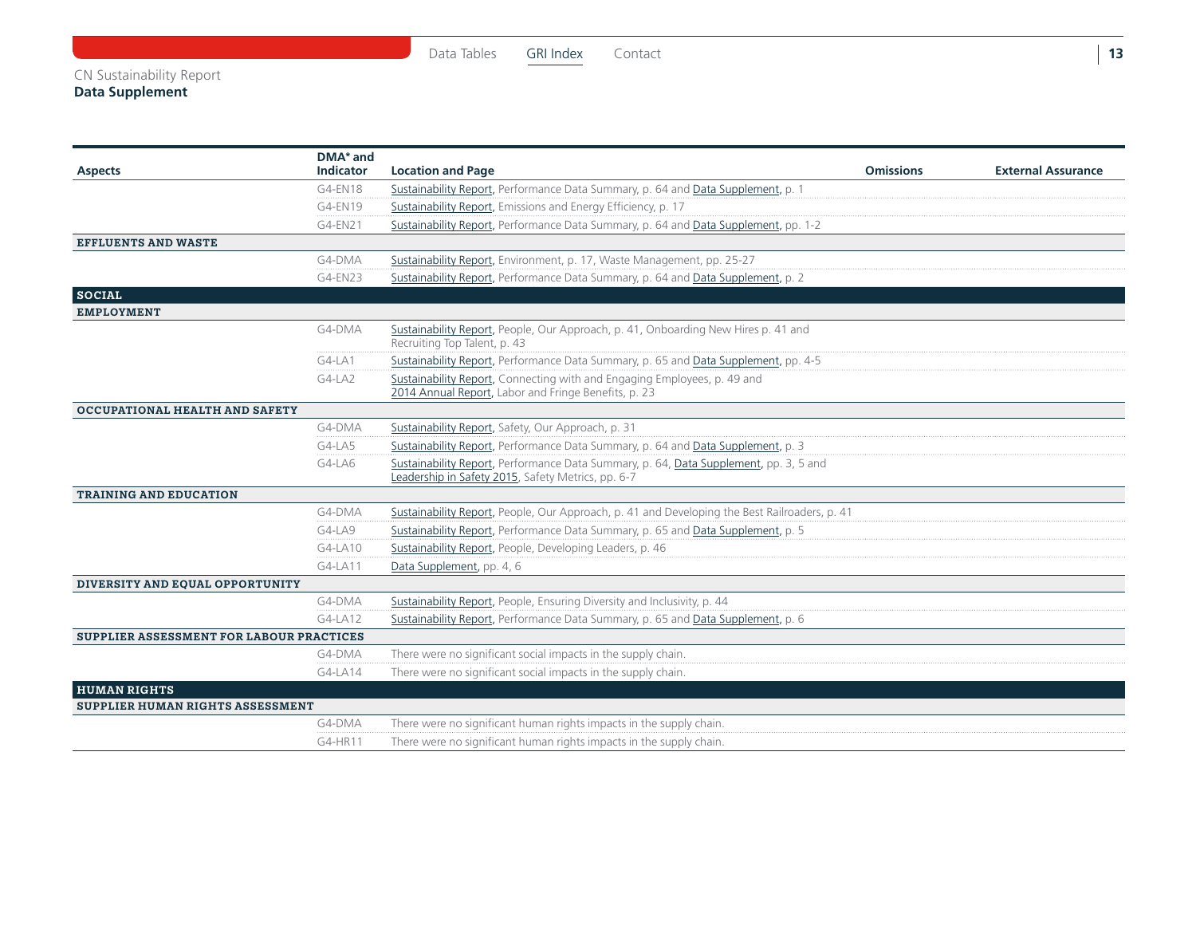| Aspects | DMA* and Indicator | Location and Page | Omissions | External Assurance |
|---|---|---|---|---|
| | G4-EN18 | Sustainability Report, Performance Data Summary, p. 64 and Data Supplement, p. 1 | | |
| | G4-EN19 | Sustainability Report, Emissions and Energy Efficiency, p. 17 | | |
| | G4-EN21 | Sustainability Report, Performance Data Summary, p. 64 and Data Supplement, pp. 1-2 | | |
| **EFFLUENTS AND WASTE** | | | | |
| | G4-DMA | Sustainability Report, Environment, p. 17, Waste Management, pp. 25-27 | | |
| | G4-EN23 | Sustainability Report, Performance Data Summary, p. 64 and Data Supplement, p. 2 | | |
| **SOCIAL** | | | | |
| **EMPLOYMENT** | | | | |
| | G4-DMA | Sustainability Report, People, Our Approach, p. 41, Onboarding New Hires p. 41 and Recruiting Top Talent, p. 43 | | |
| | G4-LA1 | Sustainability Report, Performance Data Summary, p. 65 and Data Supplement, pp. 4-5 | | |
| | G4-LA2 | Sustainability Report, Connecting with and Engaging Employees, p. 49 and 2014 Annual Report, Labor and Fringe Benefits, p. 23 | | |
| **OCCUPATIONAL HEALTH AND SAFETY** | | | | |
| | G4-DMA | Sustainability Report, Safety, Our Approach, p. 31 | | |
| | G4-LA5 | Sustainability Report, Performance Data Summary, p. 64 and Data Supplement, p. 3 | | |
| | G4-LA6 | Sustainability Report, Performance Data Summary, p. 64, Data Supplement, pp. 3, 5 and Leadership in Safety 2015, Safety Metrics, pp. 6-7 | | |
| **TRAINING AND EDUCATION** | | | | |
| | G4-DMA | Sustainability Report, People, Our Approach, p. 41 and Developing the Best Railroaders, p. 41 | | |
| | G4-LA9 | Sustainability Report, Performance Data Summary, p. 65 and Data Supplement, p. 5 | | |
| | G4-LA10 | Sustainability Report, People, Developing Leaders, p. 46 | | |
| | G4-LA11 | Data Supplement, pp. 4, 6 | | |
| **DIVERSITY AND EQUAL OPPORTUNITY** | | | | |
| | G4-DMA | Sustainability Report, People, Ensuring Diversity and Inclusivity, p. 44 | | |
| | G4-LA12 | Sustainability Report, Performance Data Summary, p. 65 and Data Supplement, p. 6 | | |
| **SUPPLIER ASSESSMENT FOR LABOUR PRACTICES** | | | | |
| | G4-DMA | There were no significant social impacts in the supply chain. | | |
| | G4-LA14 | There were no significant social impacts in the supply chain. | | |
| **HUMAN RIGHTS** | | | | |
| **SUPPLIER HUMAN RIGHTS ASSESSMENT** | | | | |
| | G4-DMA | There were no significant human rights impacts in the supply chain. | | |
| | G4-HR11 | There were no significant human rights impacts in the supply chain. | | |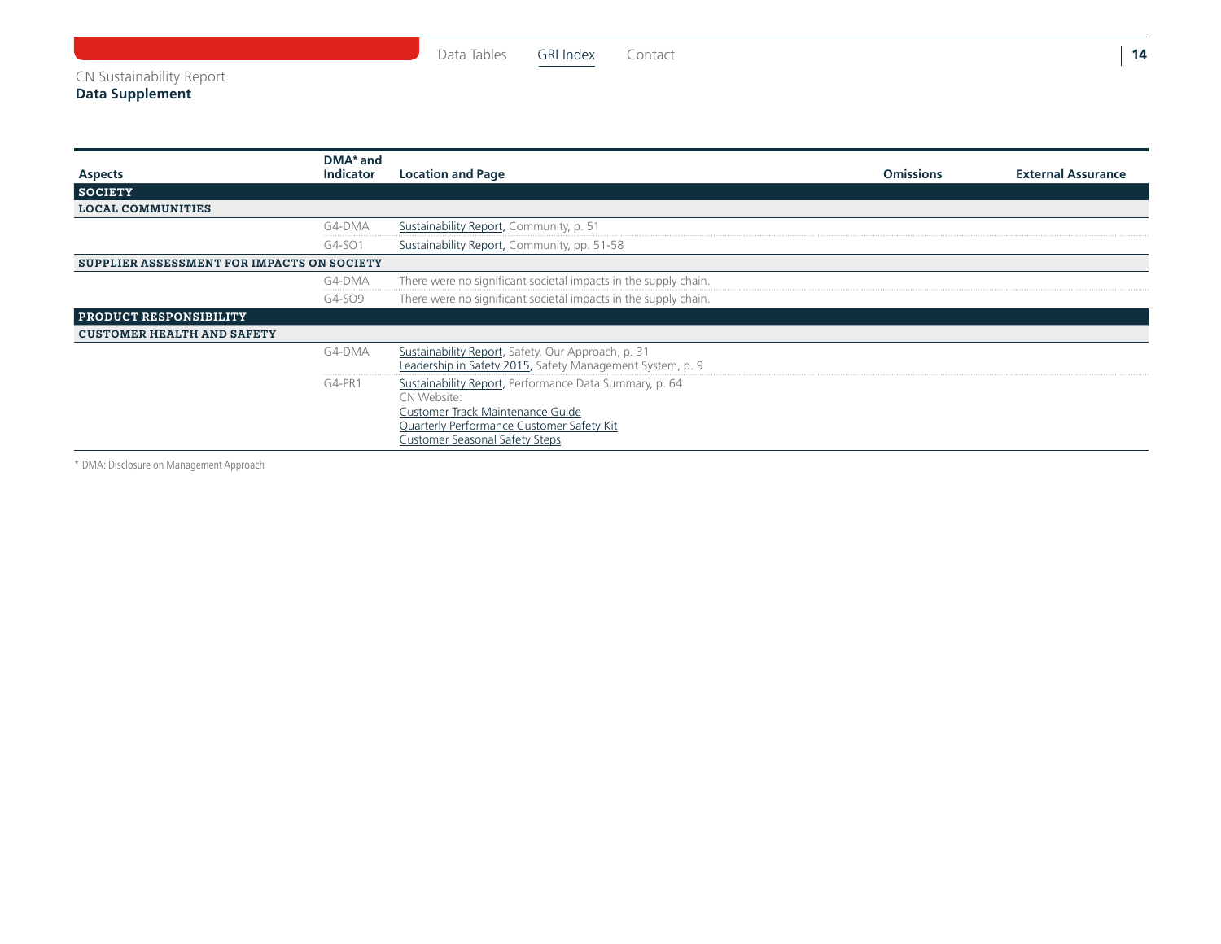CN Sustainability Report
**Data Supplement**

| Aspects | DMA* and Indicator | Location and Page | Omissions | External Assurance |
|---|---|---|---|---|
| **SOCIETY** | | | | |
| **LOCAL COMMUNITIES** | | | | |
| | G4-DMA | Sustainability Report, Community, p. 51 | | |
| | G4-SO1 | Sustainability Report, Community, pp. 51-58 | | |
| **SUPPLIER ASSESSMENT FOR IMPACTS ON SOCIETY** | | | | |
| | G4-DMA | There were no significant societal impacts in the supply chain. | | |
| | G4-SO9 | There were no significant societal impacts in the supply chain. | | |
| **PRODUCT RESPONSIBILITY** | | | | |
| **CUSTOMER HEALTH AND SAFETY** | | | | |
| | G4-DMA | Sustainability Report, Safety, Our Approach, p. 31<br>Leadership in Safety 2015, Safety Management System, p. 9 | | |
| | G4-PR1 | Sustainability Report, Performance Data Summary, p. 64<br>CN Website:<br>Customer Track Maintenance Guide<br>Quarterly Performance Customer Safety Kit<br>Customer Seasonal Safety Steps | | |

* DMA: Disclosure on Management Approach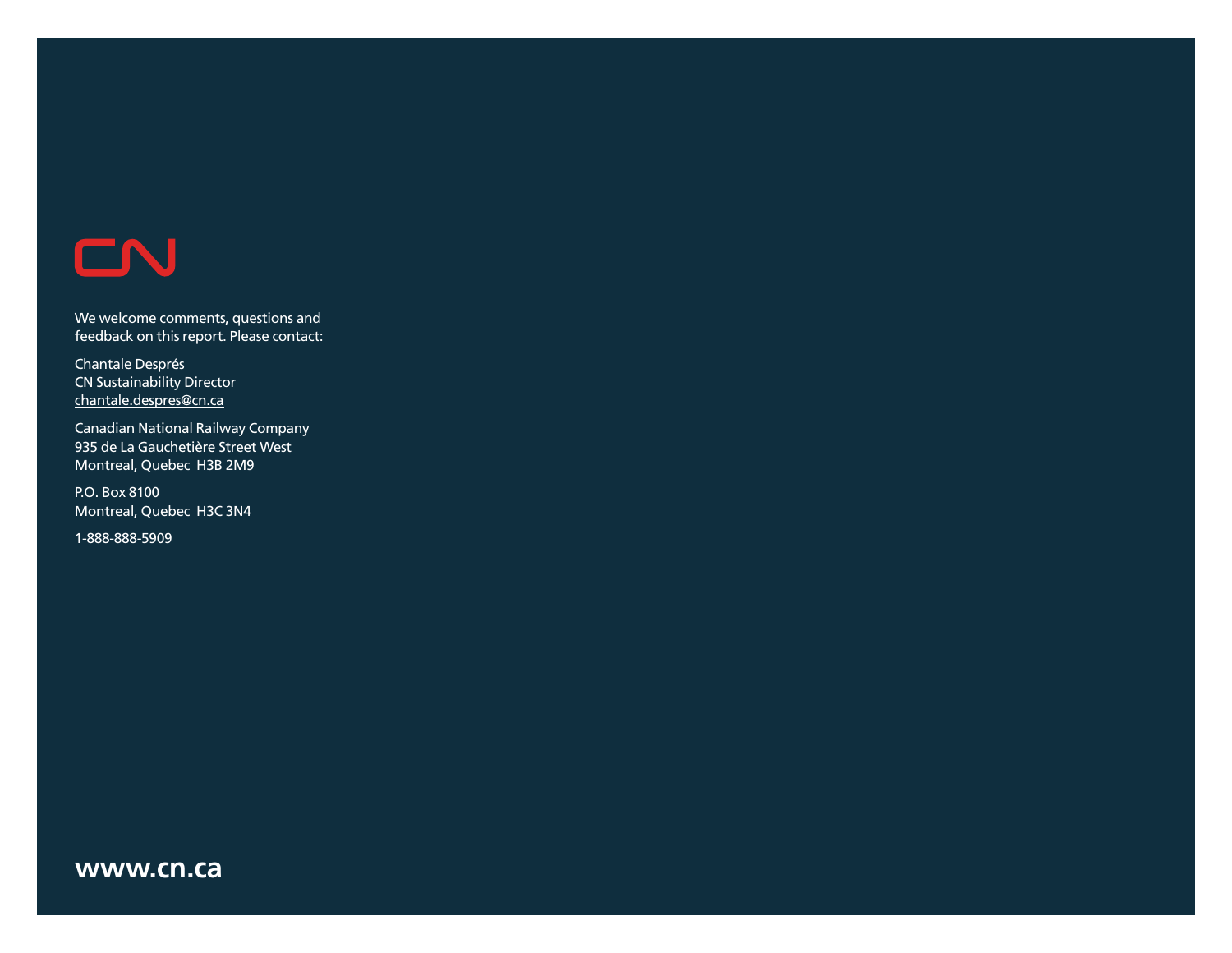CN

We welcome comments, questions and feedback on this report. Please contact:

Chantale Després
CN Sustainability Director
chantale.despres@cn.ca

Canadian National Railway Company
935 de La Gauchetière Street West
Montreal, Quebec H3B 2M9

P.O. Box 8100
Montreal, Quebec H3C 3N4

1-888-888-5909

**www.cn.ca**